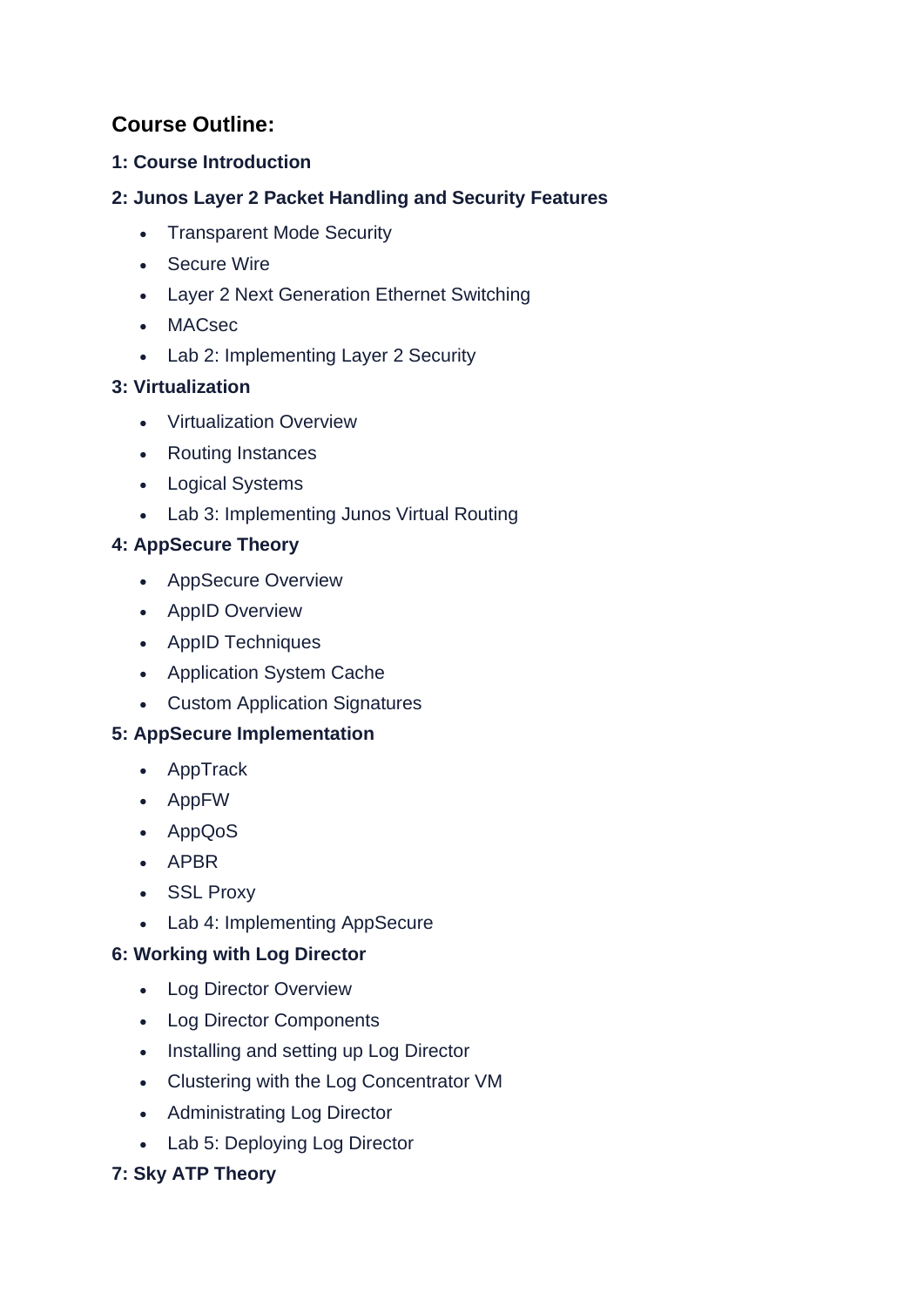## Course Outline:

### 1: Course Introduction

### 2: Junos Layer 2 Packet Handling and Security Features

- Transparent Mode Security
- Secure Wire
- Layer 2 Next Generation Ethernet Switching
- MACsec
- Lab 2: Implementing Layer 2 Security

### 3: Virtualization

- Virtualization Overview
- Routing Instances
- Logical Systems
- Lab 3: Implementing Junos Virtual Routing

### 4: AppSecure Theory

- AppSecure Overview
- AppID Overview
- AppID Techniques
- Application System Cache
- Custom Application Signatures

### 5: AppSecure Implementation

- AppTrack
- AppFW
- AppQoS
- APBR
- SSL Proxy
- Lab 4: Implementing AppSecure

### 6: Working with Log Director

- Log Director Overview
- Log Director Components
- Installing and setting up Log Director
- Clustering with the Log Concentrator VM
- Administrating Log Director
- Lab 5: Deploying Log Director

### 7: Sky ATP Theory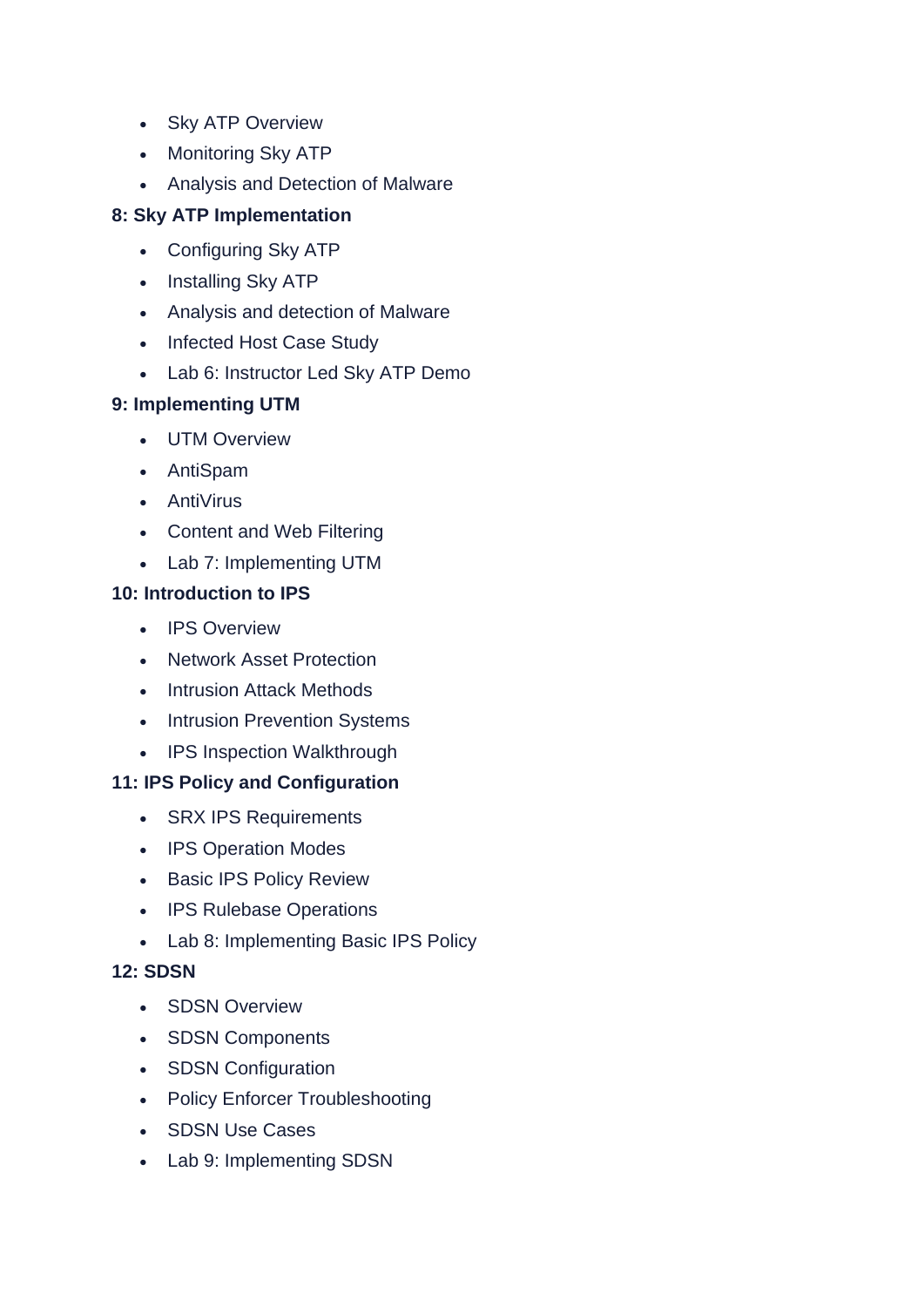- Sky ATP Overview
- Monitoring Sky ATP
- Analysis and Detection of Malware

**8: Sky ATP Implementation**

- Configuring Sky ATP
- Installing Sky ATP
- Analysis and detection of Malware
- Infected Host Case Study
- Lab 6: Instructor Led Sky ATP Demo

**9: Implementing UTM**

- UTM Overview
- AntiSpam
- AntiVirus
- Content and Web Filtering
- Lab 7: Implementing UTM

**10: Introduction to IPS**

- IPS Overview
- Network Asset Protection
- Intrusion Attack Methods
- Intrusion Prevention Systems
- IPS Inspection Walkthrough

**11: IPS Policy and Configuration**

- SRX IPS Requirements
- IPS Operation Modes
- Basic IPS Policy Review
- IPS Rulebase Operations
- Lab 8: Implementing Basic IPS Policy

**12: SDSN**

- SDSN Overview
- SDSN Components
- SDSN Configuration
- Policy Enforcer Troubleshooting
- SDSN Use Cases
- Lab 9: Implementing SDSN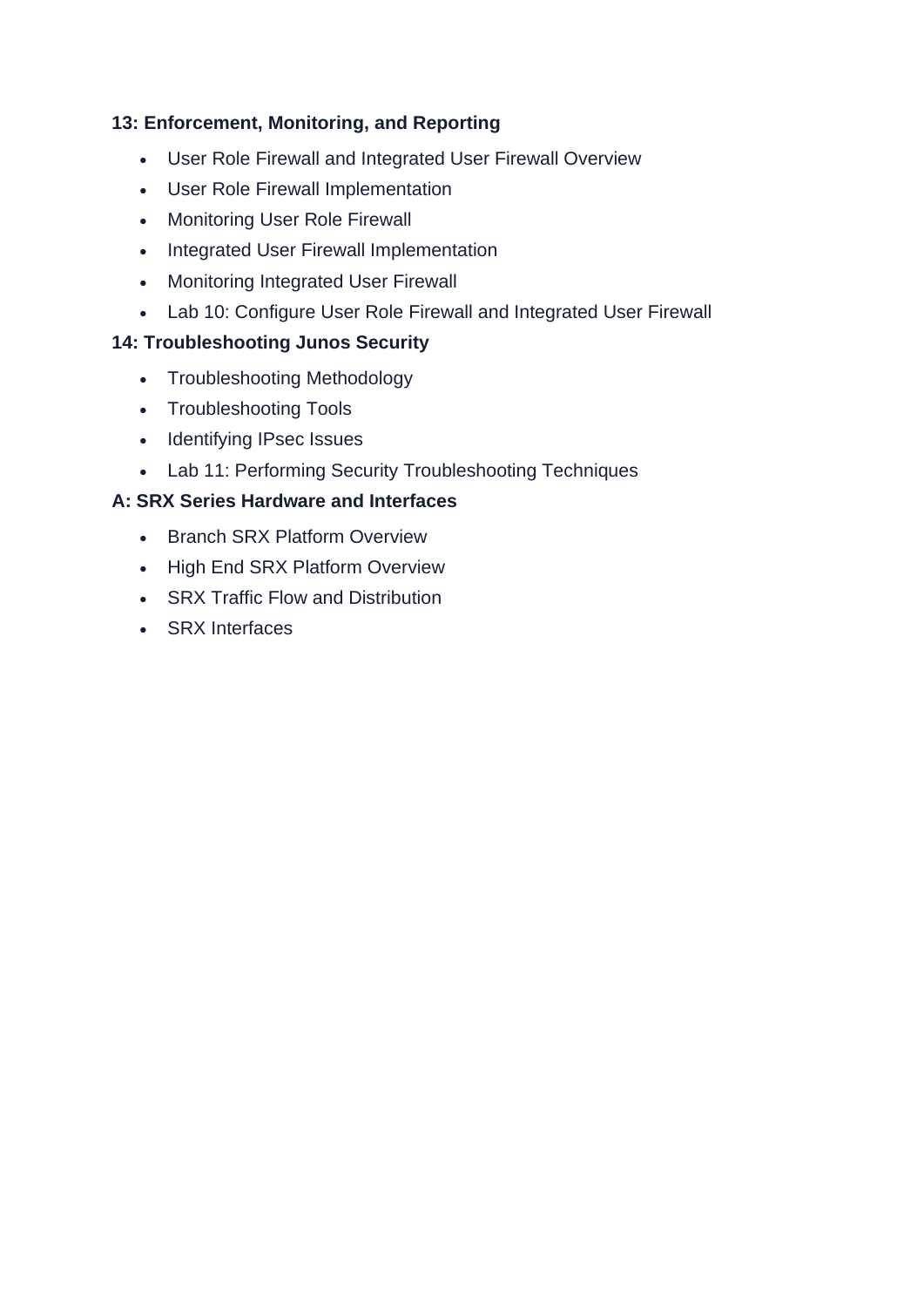**13: Enforcement, Monitoring, and Reporting**

- User Role Firewall and Integrated User Firewall Overview
- User Role Firewall Implementation
- Monitoring User Role Firewall
- Integrated User Firewall Implementation
- Monitoring Integrated User Firewall
- Lab 10: Configure User Role Firewall and Integrated User Firewall

**14: Troubleshooting Junos Security**

- Troubleshooting Methodology
- Troubleshooting Tools
- Identifying IPsec Issues
- Lab 11: Performing Security Troubleshooting Techniques

**A: SRX Series Hardware and Interfaces**

- Branch SRX Platform Overview
- High End SRX Platform Overview
- SRX Traffic Flow and Distribution
- SRX Interfaces